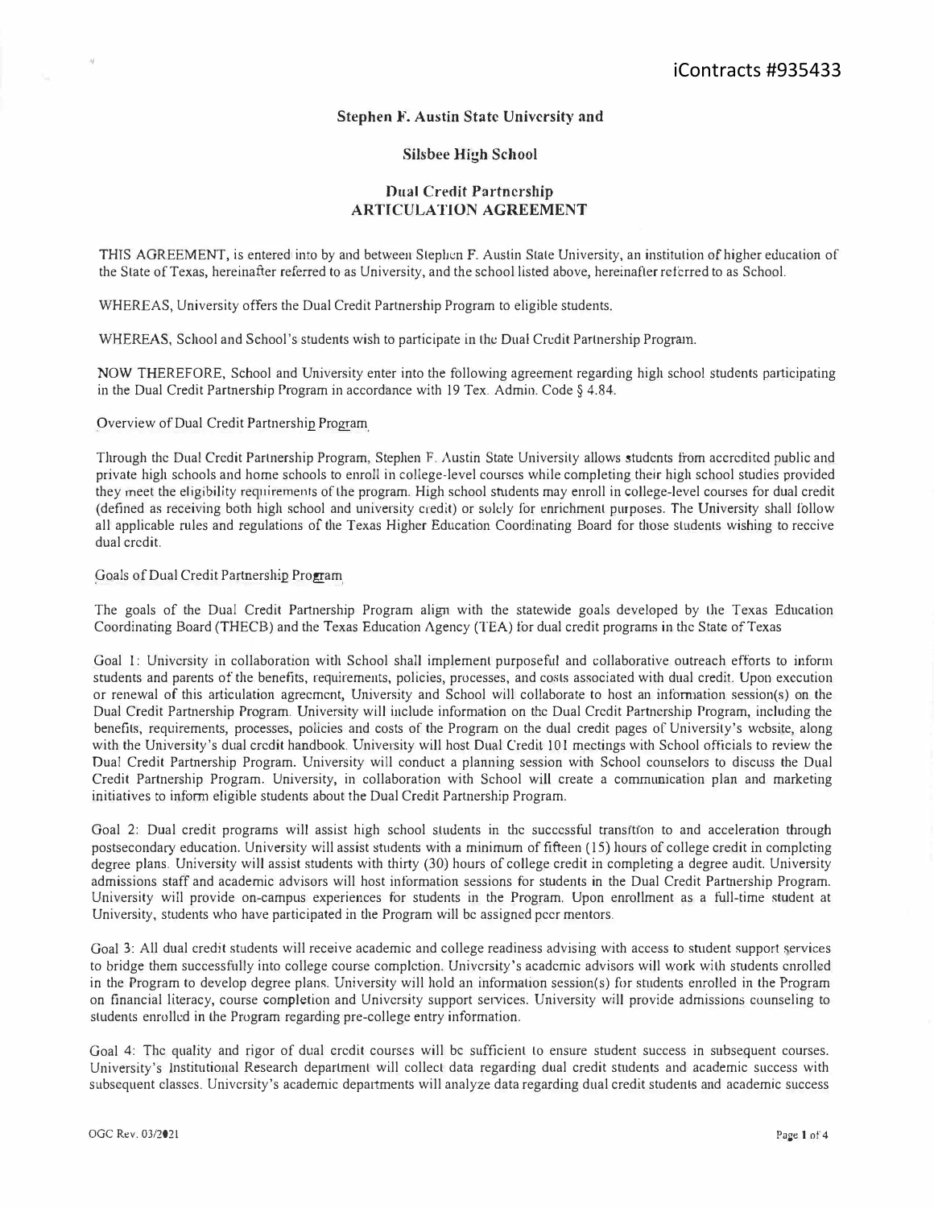iContracts #935433

**Stephen F. Austin State University and**

**Silsbee High School**

**Dual Credit Partnership**
**ARTICULATION AGREEMENT**

THIS AGREEMENT, is entered into by and between Stephen F. Austin State University, an institution of higher education of the State of Texas, hereinafter referred to as University, and the school listed above, hereinafter referred to as School.

WHEREAS, University offers the Dual Credit Partnership Program to eligible students.

WHEREAS, School and School's students wish to participate in the Dual Credit Partnership Program.

NOW THEREFORE, School and University enter into the following agreement regarding high school students participating in the Dual Credit Partnership Program in accordance with 19 Tex. Admin. Code § 4.84.

Overview of Dual Credit Partnership Program

Through the Dual Credit Partnership Program, Stephen F. Austin State University allows students from accredited public and private high schools and home schools to enroll in college-level courses while completing their high school studies provided they meet the eligibility requirements of the program. High school students may enroll in college-level courses for dual credit (defined as receiving both high school and university credit) or solely for enrichment purposes. The University shall follow all applicable rules and regulations of the Texas Higher Education Coordinating Board for those students wishing to receive dual credit.

Goals of Dual Credit Partnership Program

The goals of the Dual Credit Partnership Program align with the statewide goals developed by the Texas Education Coordinating Board (THECB) and the Texas Education Agency (TEA) for dual credit programs in the State of Texas

Goal 1: University in collaboration with School shall implement purposeful and collaborative outreach efforts to inform students and parents of the benefits, requirements, policies, processes, and costs associated with dual credit. Upon execution or renewal of this articulation agreement, University and School will collaborate to host an information session(s) on the Dual Credit Partnership Program. University will include information on the Dual Credit Partnership Program, including the benefits, requirements, processes, policies and costs of the Program on the dual credit pages of University's website, along with the University's dual credit handbook. University will host Dual Credit 101 meetings with School officials to review the Dual Credit Partnership Program. University will conduct a planning session with School counselors to discuss the Dual Credit Partnership Program. University, in collaboration with School will create a communication plan and marketing initiatives to inform eligible students about the Dual Credit Partnership Program.

Goal 2: Dual credit programs will assist high school students in the successful transition to and acceleration through postsecondary education. University will assist students with a minimum of fifteen (15) hours of college credit in completing degree plans. University will assist students with thirty (30) hours of college credit in completing a degree audit. University admissions staff and academic advisors will host information sessions for students in the Dual Credit Partnership Program. University will provide on-campus experiences for students in the Program. Upon enrollment as a full-time student at University, students who have participated in the Program will be assigned peer mentors.

Goal 3: All dual credit students will receive academic and college readiness advising with access to student support services to bridge them successfully into college course completion. University's academic advisors will work with students enrolled in the Program to develop degree plans. University will hold an information session(s) for students enrolled in the Program on financial literacy, course completion and University support services. University will provide admissions counseling to students enrolled in the Program regarding pre-college entry information.

Goal 4: The quality and rigor of dual credit courses will be sufficient to ensure student success in subsequent courses. University's Institutional Research department will collect data regarding dual credit students and academic success with subsequent classes. University's academic departments will analyze data regarding dual credit students and academic success

OGC Rev. 03/2021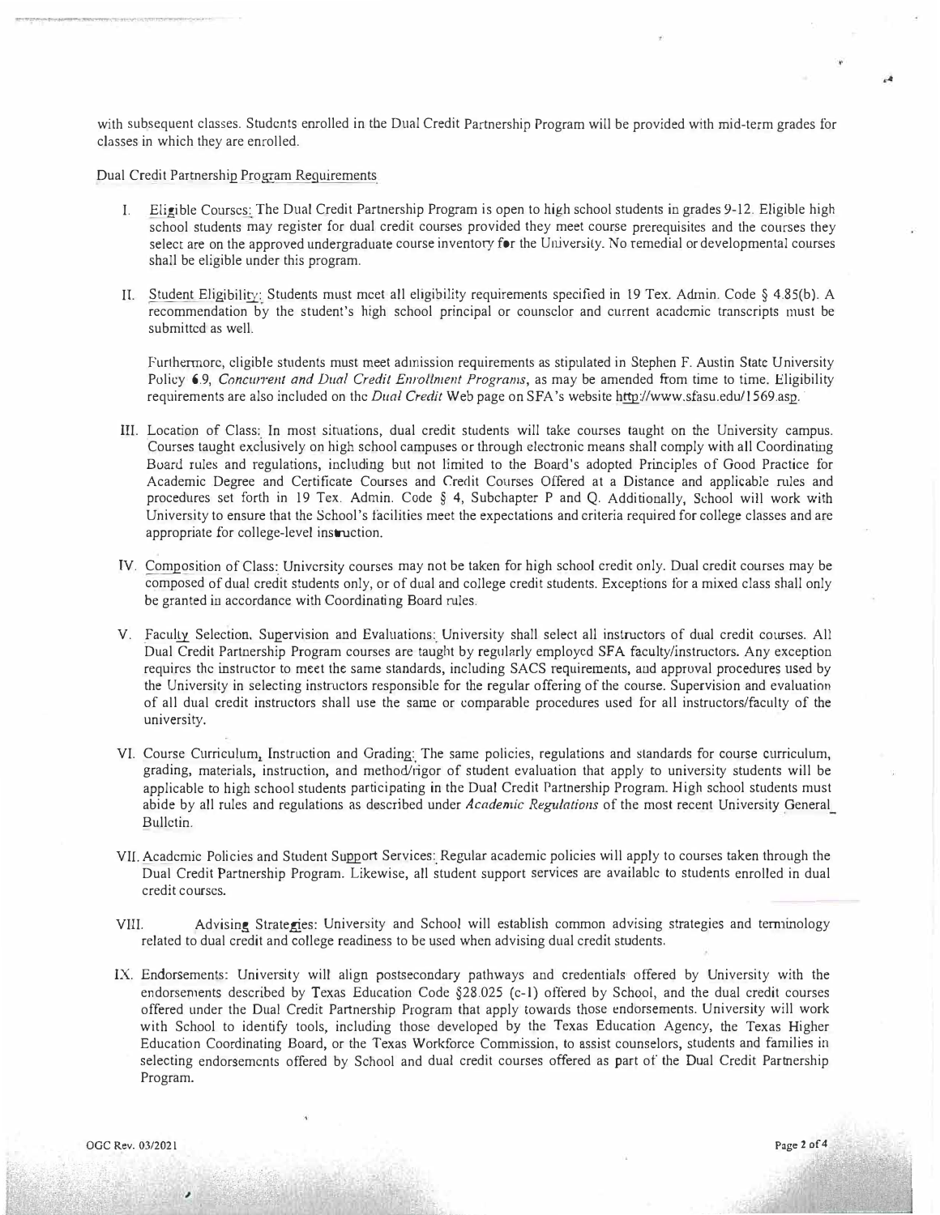with subsequent classes. Students enrolled in the Dual Credit Partnership Program will be provided with mid-term grades for classes in which they are enrolled.

Dual Credit Partnership Program Requirements

I. Eligible Courses: The Dual Credit Partnership Program is open to high school students in grades 9-12. Eligible high school students may register for dual credit courses provided they meet course prerequisites and the courses they select are on the approved undergraduate course inventory for the University. No remedial or developmental courses shall be eligible under this program.

II. Student Eligibility: Students must meet all eligibility requirements specified in 19 Tex. Admin. Code § 4.85(b). A recommendation by the student's high school principal or counselor and current academic transcripts must be submitted as well.

Furthermore, eligible students must meet admission requirements as stipulated in Stephen F. Austin State University Policy 6.9, *Concurrent and Dual Credit Enrollment Programs*, as may be amended from time to time. Eligibility requirements are also included on the *Dual Credit* Web page on SFA's website http://www.sfasu.edu/1569.asp.

III. Location of Class: In most situations, dual credit students will take courses taught on the University campus. Courses taught exclusively on high school campuses or through electronic means shall comply with all Coordinating Board rules and regulations, including but not limited to the Board's adopted Principles of Good Practice for Academic Degree and Certificate Courses and Credit Courses Offered at a Distance and applicable rules and procedures set forth in 19 Tex. Admin. Code § 4, Subchapter P and Q. Additionally, School will work with University to ensure that the School's facilities meet the expectations and criteria required for college classes and are appropriate for college-level instruction.

IV. Composition of Class: University courses may not be taken for high school credit only. Dual credit courses may be composed of dual credit students only, or of dual and college credit students. Exceptions for a mixed class shall only be granted in accordance with Coordinating Board rules.

V. Faculty Selection, Supervision and Evaluations: University shall select all instructors of dual credit courses. All Dual Credit Partnership Program courses are taught by regularly employed SFA faculty/instructors. Any exception requires the instructor to meet the same standards, including SACS requirements, and approval procedures used by the University in selecting instructors responsible for the regular offering of the course. Supervision and evaluation of all dual credit instructors shall use the same or comparable procedures used for all instructors/faculty of the university.

VI. Course Curriculum, Instruction and Grading: The same policies, regulations and standards for course curriculum, grading, materials, instruction, and method/rigor of student evaluation that apply to university students will be applicable to high school students participating in the Dual Credit Partnership Program. High school students must abide by all rules and regulations as described under *Academic Regulations* of the most recent University General Bulletin.

VII. Academic Policies and Student Support Services: Regular academic policies will apply to courses taken through the Dual Credit Partnership Program. Likewise, all student support services are available to students enrolled in dual credit courses.

VIII. Advising Strategies: University and School will establish common advising strategies and terminology related to dual credit and college readiness to be used when advising dual credit students.

IX. Endorsements: University will align postsecondary pathways and credentials offered by University with the endorsements described by Texas Education Code §28.025 (c-1) offered by School, and the dual credit courses offered under the Dual Credit Partnership Program that apply towards those endorsements. University will work with School to identify tools, including those developed by the Texas Education Agency, the Texas Higher Education Coordinating Board, or the Texas Workforce Commission, to assist counselors, students and families in selecting endorsements offered by School and dual credit courses offered as part of the Dual Credit Partnership Program.

OGC Rev. 03/2021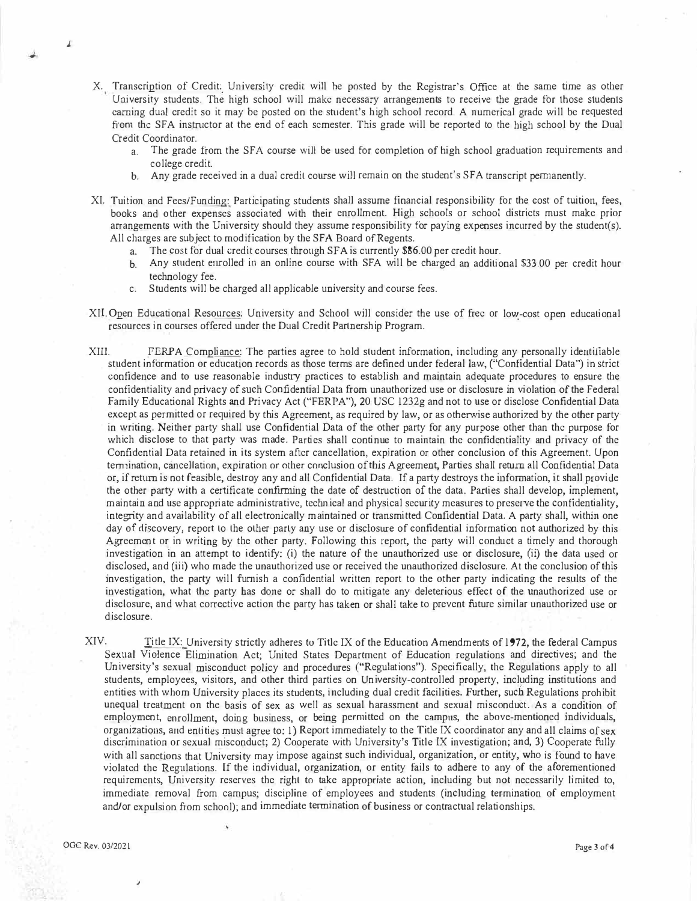X. Transcription of Credit: University credit will be posted by the Registrar's Office at the same time as other University students. The high school will make necessary arrangements to receive the grade for those students earning dual credit so it may be posted on the student's high school record. A numerical grade will be requested from the SFA instructor at the end of each semester. This grade will be reported to the high school by the Dual Credit Coordinator.

   a. The grade from the SFA course will be used for completion of high school graduation requirements and college credit.
   b. Any grade received in a dual credit course will remain on the student's SFA transcript permanently.

XI. Tuition and Fees/Funding: Participating students shall assume financial responsibility for the cost of tuition, fees, books and other expenses associated with their enrollment. High schools or school districts must make prior arrangements with the University should they assume responsibility for paying expenses incurred by the student(s). All charges are subject to modification by the SFA Board of Regents.

   a. The cost for dual credit courses through SFA is currently $86.00 per credit hour.
   b. Any student enrolled in an online course with SFA will be charged an additional $33.00 per credit hour technology fee.
   c. Students will be charged all applicable university and course fees.

XII. Open Educational Resources: University and School will consider the use of free or low-cost open educational resources in courses offered under the Dual Credit Partnership Program.

XIII. FERPA Compliance: The parties agree to hold student information, including any personally identifiable student information or education records as those terms are defined under federal law, ("Confidential Data") in strict confidence and to use reasonable industry practices to establish and maintain adequate procedures to ensure the confidentiality and privacy of such Confidential Data from unauthorized use or disclosure in violation of the Federal Family Educational Rights and Privacy Act ("FERPA"), 20 USC 1232g and not to use or disclose Confidential Data except as permitted or required by this Agreement, as required by law, or as otherwise authorized by the other party in writing. Neither party shall use Confidential Data of the other party for any purpose other than the purpose for which disclose to that party was made. Parties shall continue to maintain the confidentiality and privacy of the Confidential Data retained in its system after cancellation, expiration or other conclusion of this Agreement. Upon termination, cancellation, expiration or other conclusion of this Agreement, Parties shall return all Confidential Data or, if return is not feasible, destroy any and all Confidential Data. If a party destroys the information, it shall provide the other party with a certificate confirming the date of destruction of the data. Parties shall develop, implement, maintain and use appropriate administrative, technical and physical security measures to preserve the confidentiality, integrity and availability of all electronically maintained or transmitted Confidential Data. A party shall, within one day of discovery, report to the other party any use or disclosure of confidential information not authorized by this Agreement or in writing by the other party. Following this report, the party will conduct a timely and thorough investigation in an attempt to identify: (i) the nature of the unauthorized use or disclosure, (ii) the data used or disclosed, and (iii) who made the unauthorized use or received the unauthorized disclosure. At the conclusion of this investigation, the party will furnish a confidential written report to the other party indicating the results of the investigation, what the party has done or shall do to mitigate any deleterious effect of the unauthorized use or disclosure, and what corrective action the party has taken or shall take to prevent future similar unauthorized use or disclosure.

XIV. Title IX: University strictly adheres to Title IX of the Education Amendments of 1972, the federal Campus Sexual Violence Elimination Act; United States Department of Education regulations and directives; and the University's sexual misconduct policy and procedures ("Regulations"). Specifically, the Regulations apply to all students, employees, visitors, and other third parties on University-controlled property, including institutions and entities with whom University places its students, including dual credit facilities. Further, such Regulations prohibit unequal treatment on the basis of sex as well as sexual harassment and sexual misconduct. As a condition of employment, enrollment, doing business, or being permitted on the campus, the above-mentioned individuals, organizations, and entities must agree to: 1) Report immediately to the Title IX coordinator any and all claims of sex discrimination or sexual misconduct; 2) Cooperate with University's Title IX investigation; and, 3) Cooperate fully with all sanctions that University may impose against such individual, organization, or entity, who is found to have violated the Regulations. If the individual, organization, or entity fails to adhere to any of the aforementioned requirements, University reserves the right to take appropriate action, including but not necessarily limited to, immediate removal from campus; discipline of employees and students (including termination of employment and/or expulsion from school); and immediate termination of business or contractual relationships.

OGC Rev. 03/2021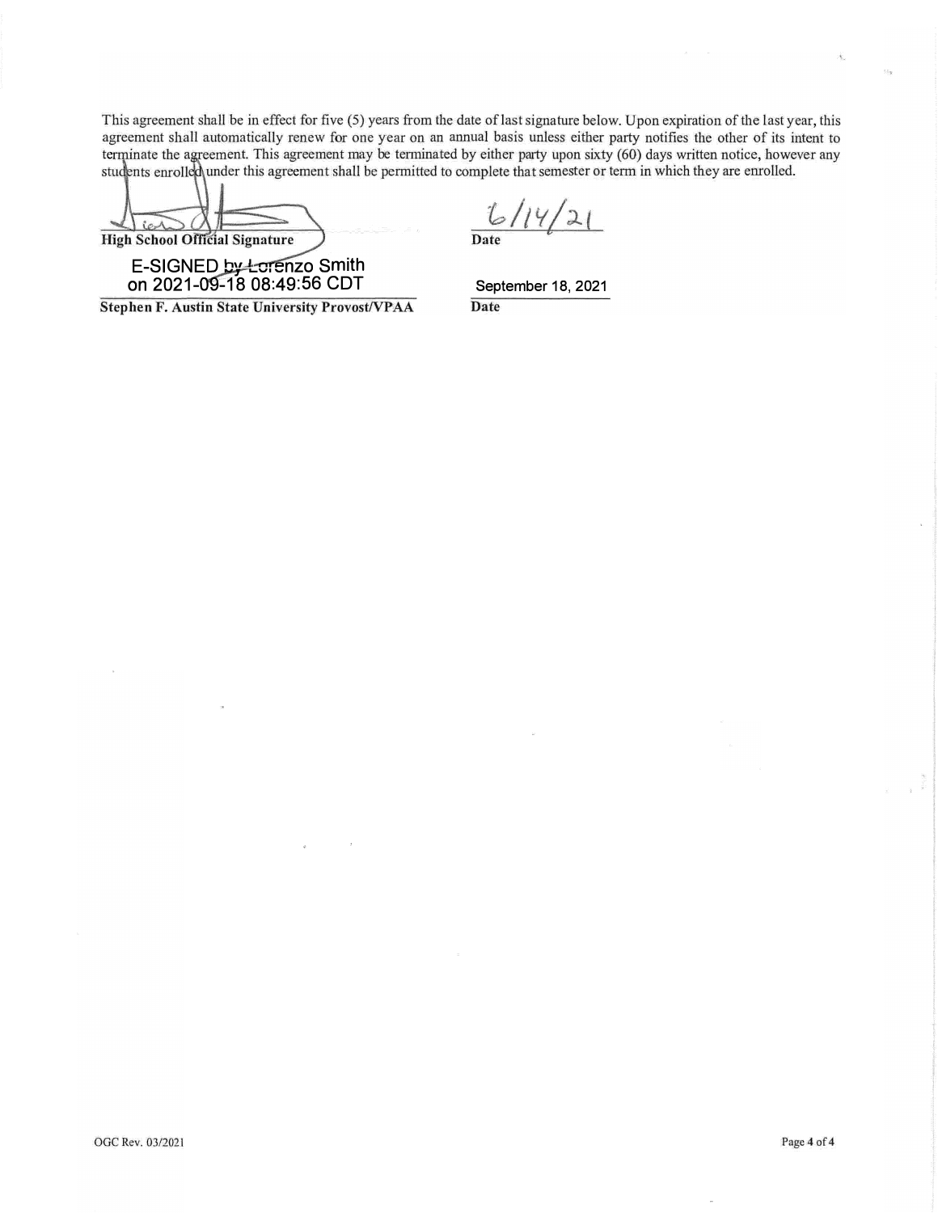This agreement shall be in effect for five (5) years from the date of last signature below. Upon expiration of the last year, this agreement shall automatically renew for one year on an annual basis unless either party notifies the other of its intent to terminate the agreement. This agreement may be terminated by either party upon sixty (60) days written notice, however any students enrolled under this agreement shall be permitted to complete that semester or term in which they are enrolled.

| | |
|---|---|
| **High School Official Signature** | 6/14/21<br>**Date** |
| E-SIGNED by Lorenzo Smith on 2021-09-18 08:49:56 CDT<br>**Stephen F. Austin State University Provost/VPAA** | September 18, 2021<br>**Date** |

OGC Rev. 03/2021